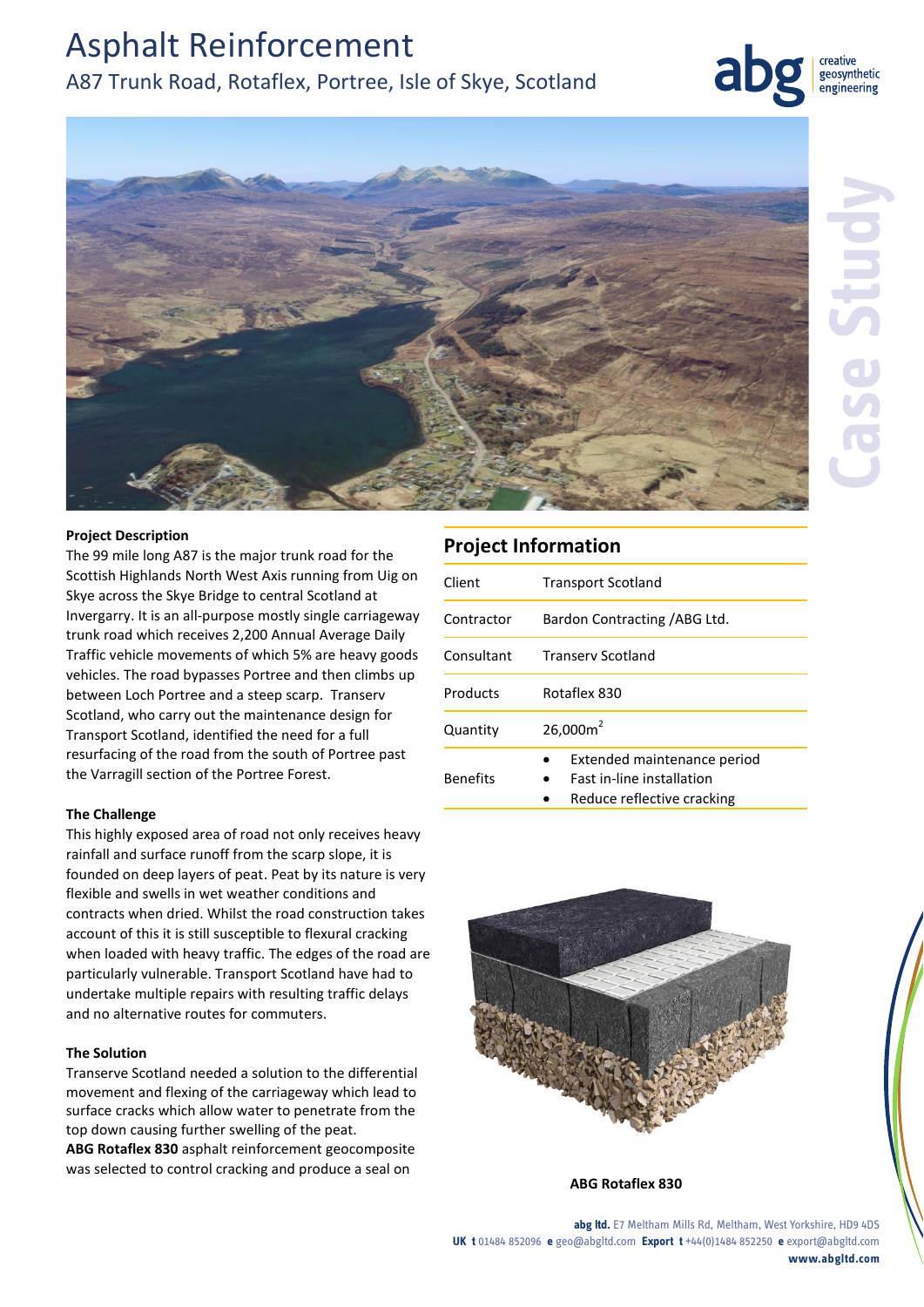# Asphalt Reinforcement

A87 Trunk Road, Rotaflex, Portree, Isle of Skye, Scotland

**Project Description**

The 99 mile long A87 is the major trunk road for the Scottish Highlands North West Axis running from Uig on Skye across the Skye Bridge to central Scotland at Invergarry. It is an all-purpose mostly single carriageway trunk road which receives 2,200 Annual Average Daily Traffic vehicle movements of which 5% are heavy goods vehicles. The road bypasses Portree and then climbs up between Loch Portree and a steep scarp. Transerv Scotland, who carry out the maintenance design for Transport Scotland, identified the need for a full resurfacing of the road from the south of Portree past the Varragill section of the Portree Forest.

**The Challenge**

This highly exposed area of road not only receives heavy rainfall and surface runoff from the scarp slope, it is founded on deep layers of peat. Peat by its nature is very flexible and swells in wet weather conditions and contracts when dried. Whilst the road construction takes account of this it is still susceptible to flexural cracking when loaded with heavy traffic. The edges of the road are particularly vulnerable. Transport Scotland have had to undertake multiple repairs with resulting traffic delays and no alternative routes for commuters.

**The Solution**

Transerve Scotland needed a solution to the differential movement and flexing of the carriageway which lead to surface cracks which allow water to penetrate from the top down causing further swelling of the peat.
**ABG Rotaflex 830** asphalt reinforcement geocomposite was selected to control cracking and produce a seal on

## Project Information

| | |
|---|---|
| Client | Transport Scotland |
| Contractor | Bardon Contracting /ABG Ltd. |
| Consultant | Transerv Scotland |
| Products | Rotaflex 830 |
| Quantity | 26,000m$^2$ |
| Benefits | • Extended maintenance period<br>• Fast in-line installation<br>• Reduce reflective cracking |

**ABG Rotaflex 830**

**abg ltd.** E7 Meltham Mills Rd, Meltham, West Yorkshire, HD9 4DS
**UK t** 01484 852096 **e** geo@abgltd.com **Export t** +44(0)1484 852250 **e** export@abgltd.com
**www.abgltd.com**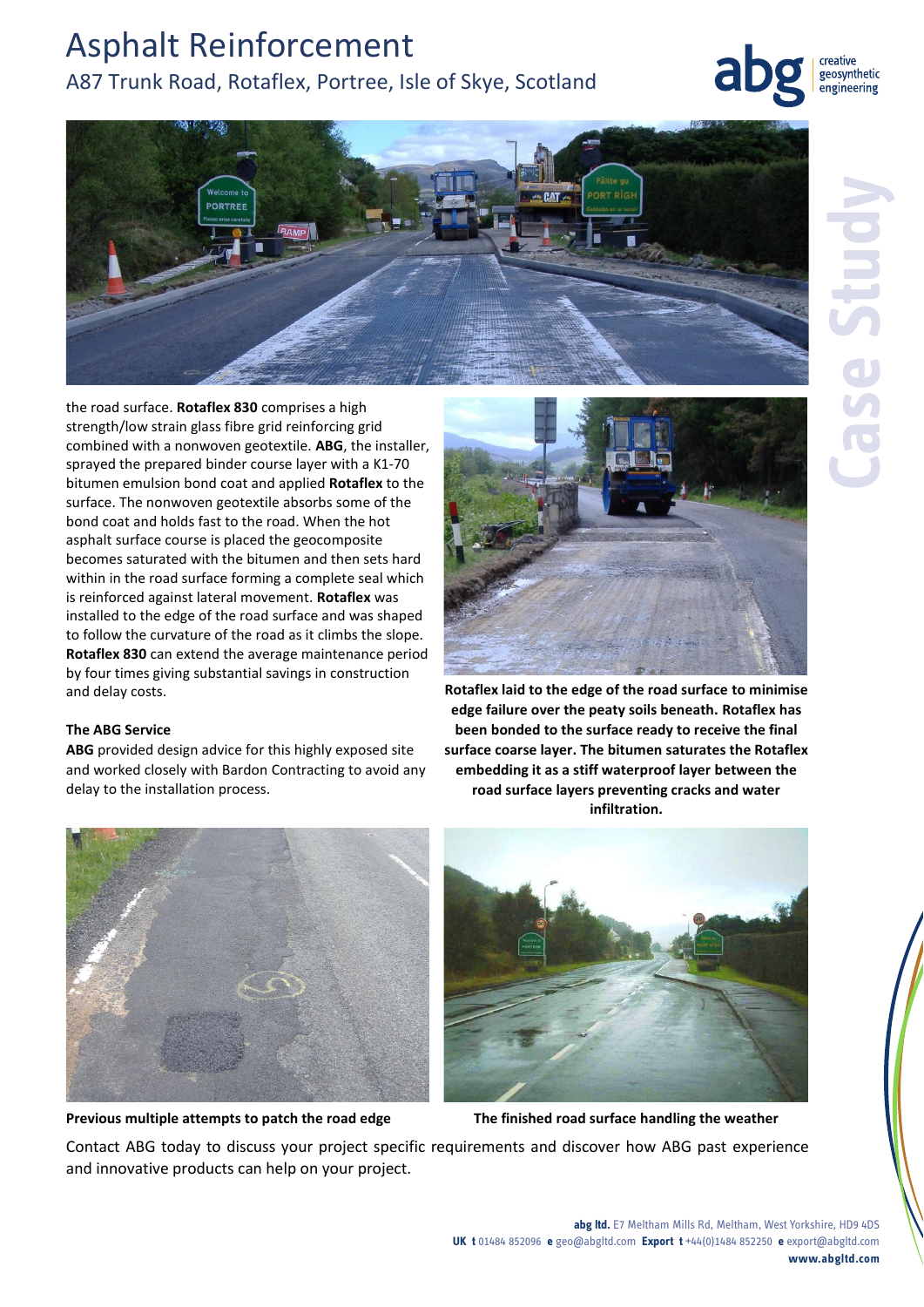the road surface. **Rotaflex 830** comprises a high strength/low strain glass fibre grid reinforcing grid combined with a nonwoven geotextile. **ABG**, the installer, sprayed the prepared binder course layer with a K1-70 bitumen emulsion bond coat and applied **Rotaflex** to the surface. The nonwoven geotextile absorbs some of the bond coat and holds fast to the road. When the hot asphalt surface course is placed the geocomposite becomes saturated with the bitumen and then sets hard within in the road surface forming a complete seal which is reinforced against lateral movement. **Rotaflex** was installed to the edge of the road surface and was shaped to follow the curvature of the road as it climbs the slope. **Rotaflex 830** can extend the average maintenance period by four times giving substantial savings in construction and delay costs.

**Rotaflex laid to the edge of the road surface to minimise edge failure over the peaty soils beneath. Rotaflex has been bonded to the surface ready to receive the final surface coarse layer. The bitumen saturates the Rotaflex embedding it as a stiff waterproof layer between the road surface layers preventing cracks and water infiltration.**

### The ABG Service

**ABG** provided design advice for this highly exposed site and worked closely with Bardon Contracting to avoid any delay to the installation process.

**Previous multiple attempts to patch the road edge**

**The finished road surface handling the weather**

Contact ABG today to discuss your project specific requirements and discover how ABG past experience and innovative products can help on your project.